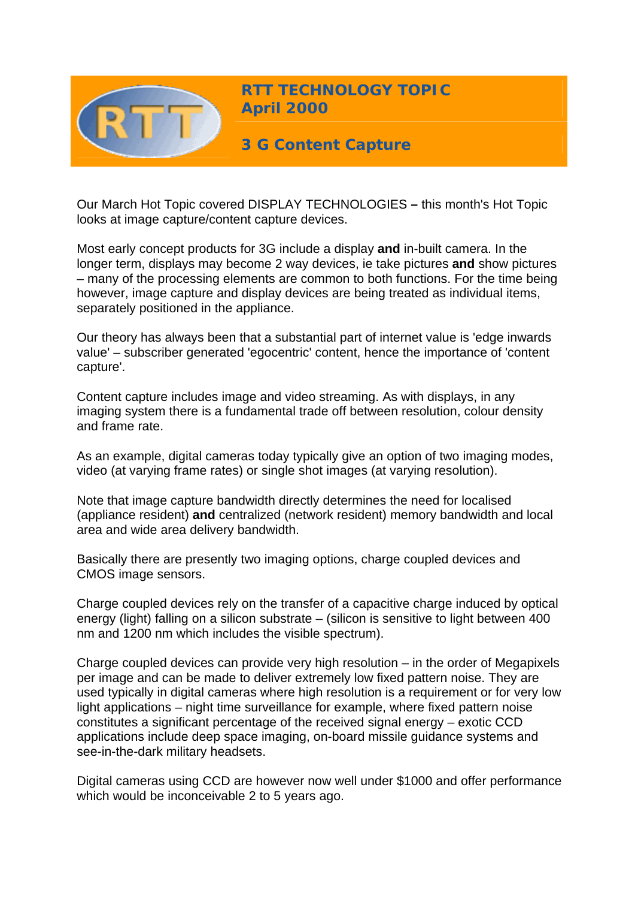# RTT TECHNOLOGY TOPIC
## April 2000

## 3 G Content Capture

Our March Hot Topic covered DISPLAY TECHNOLOGIES **–** this month's Hot Topic looks at image capture/content capture devices.

Most early concept products for 3G include a display **and** in-built camera. In the longer term, displays may become 2 way devices, ie take pictures **and** show pictures – many of the processing elements are common to both functions. For the time being however, image capture and display devices are being treated as individual items, separately positioned in the appliance.

Our theory has always been that a substantial part of internet value is 'edge inwards value' – subscriber generated 'egocentric' content, hence the importance of 'content capture'.

Content capture includes image and video streaming. As with displays, in any imaging system there is a fundamental trade off between resolution, colour density and frame rate.

As an example, digital cameras today typically give an option of two imaging modes, video (at varying frame rates) or single shot images (at varying resolution).

Note that image capture bandwidth directly determines the need for localised (appliance resident) **and** centralized (network resident) memory bandwidth and local area and wide area delivery bandwidth.

Basically there are presently two imaging options, charge coupled devices and CMOS image sensors.

Charge coupled devices rely on the transfer of a capacitive charge induced by optical energy (light) falling on a silicon substrate – (silicon is sensitive to light between 400 nm and 1200 nm which includes the visible spectrum).

Charge coupled devices can provide very high resolution – in the order of Megapixels per image and can be made to deliver extremely low fixed pattern noise. They are used typically in digital cameras where high resolution is a requirement or for very low light applications – night time surveillance for example, where fixed pattern noise constitutes a significant percentage of the received signal energy – exotic CCD applications include deep space imaging, on-board missile guidance systems and see-in-the-dark military headsets.

Digital cameras using CCD are however now well under $1000 and offer performance which would be inconceivable 2 to 5 years ago.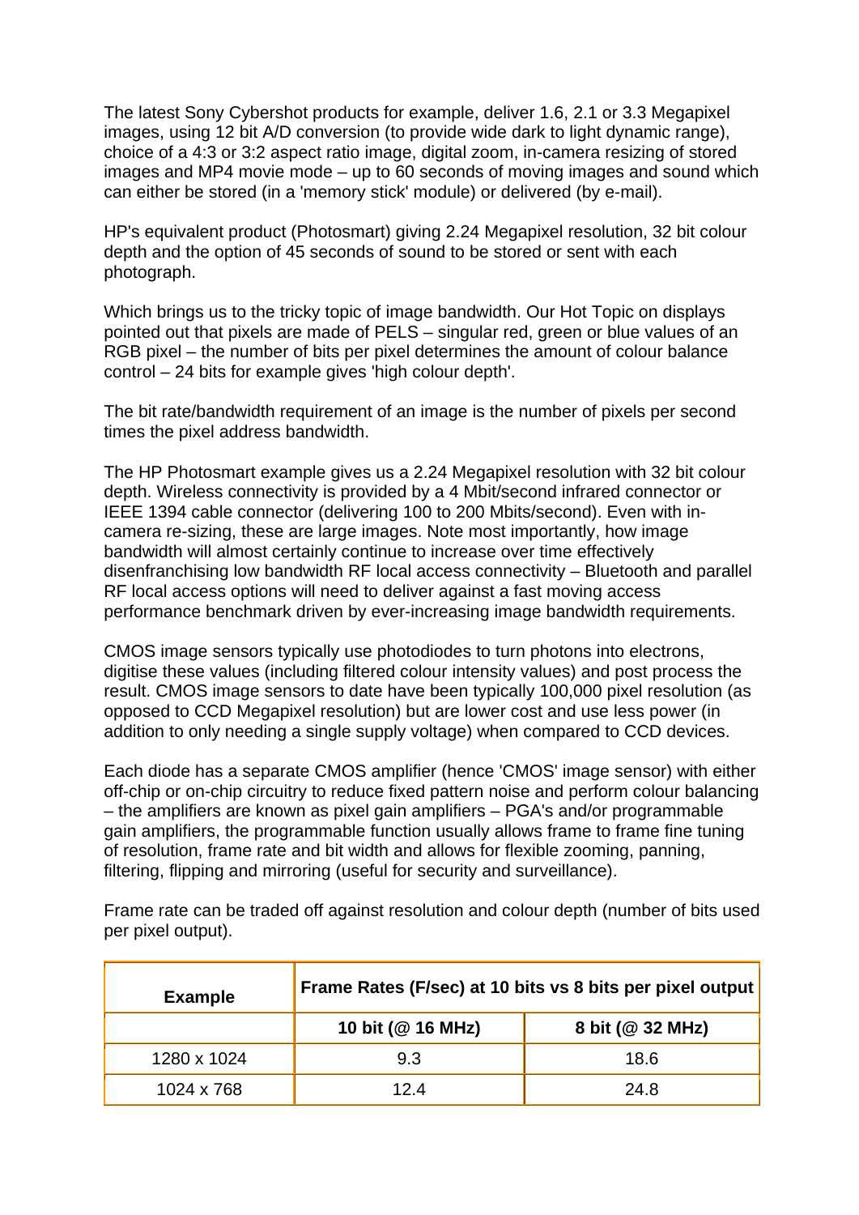The latest Sony Cybershot products for example, deliver 1.6, 2.1 or 3.3 Megapixel images, using 12 bit A/D conversion (to provide wide dark to light dynamic range), choice of a 4:3 or 3:2 aspect ratio image, digital zoom, in-camera resizing of stored images and MP4 movie mode – up to 60 seconds of moving images and sound which can either be stored (in a 'memory stick' module) or delivered (by e-mail).

HP's equivalent product (Photosmart) giving 2.24 Megapixel resolution, 32 bit colour depth and the option of 45 seconds of sound to be stored or sent with each photograph.

Which brings us to the tricky topic of image bandwidth. Our Hot Topic on displays pointed out that pixels are made of PELS – singular red, green or blue values of an RGB pixel – the number of bits per pixel determines the amount of colour balance control – 24 bits for example gives 'high colour depth'.

The bit rate/bandwidth requirement of an image is the number of pixels per second times the pixel address bandwidth.

The HP Photosmart example gives us a 2.24 Megapixel resolution with 32 bit colour depth. Wireless connectivity is provided by a 4 Mbit/second infrared connector or IEEE 1394 cable connector (delivering 100 to 200 Mbits/second). Even with in-camera re-sizing, these are large images. Note most importantly, how image bandwidth will almost certainly continue to increase over time effectively disenfranchising low bandwidth RF local access connectivity – Bluetooth and parallel RF local access options will need to deliver against a fast moving access performance benchmark driven by ever-increasing image bandwidth requirements.

CMOS image sensors typically use photodiodes to turn photons into electrons, digitise these values (including filtered colour intensity values) and post process the result. CMOS image sensors to date have been typically 100,000 pixel resolution (as opposed to CCD Megapixel resolution) but are lower cost and use less power (in addition to only needing a single supply voltage) when compared to CCD devices.

Each diode has a separate CMOS amplifier (hence 'CMOS' image sensor) with either off-chip or on-chip circuitry to reduce fixed pattern noise and perform colour balancing – the amplifiers are known as pixel gain amplifiers – PGA's and/or programmable gain amplifiers, the programmable function usually allows frame to frame fine tuning of resolution, frame rate and bit width and allows for flexible zooming, panning, filtering, flipping and mirroring (useful for security and surveillance).

Frame rate can be traded off against resolution and colour depth (number of bits used per pixel output).

| **Example** | **Frame Rates (F/sec) at 10 bits vs 8 bits per pixel output** | |
|---|---|---|
| | **10 bit (@ 16 MHz)** | **8 bit (@ 32 MHz)** |
| 1280 x 1024 | 9.3 | 18.6 |
| 1024 x 768 | 12.4 | 24.8 |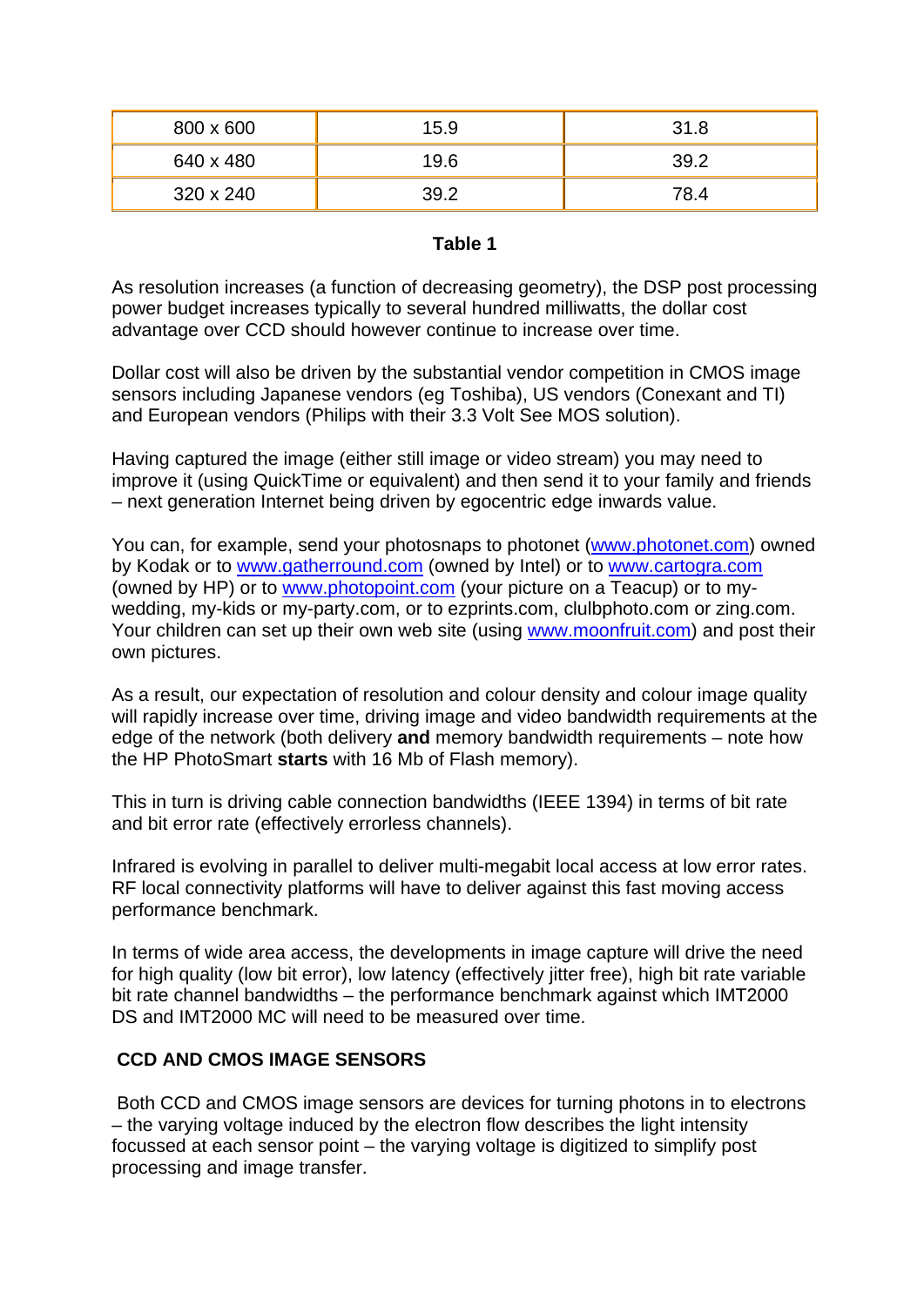| 800 x 600 | 15.9 | 31.8 |
| --- | --- | --- |
| 640 x 480 | 19.6 | 39.2 |
| 320 x 240 | 39.2 | 78.4 |

**Table 1**

As resolution increases (a function of decreasing geometry), the DSP post processing power budget increases typically to several hundred milliwatts, the dollar cost advantage over CCD should however continue to increase over time.

Dollar cost will also be driven by the substantial vendor competition in CMOS image sensors including Japanese vendors (eg Toshiba), US vendors (Conexant and TI) and European vendors (Philips with their 3.3 Volt See MOS solution).

Having captured the image (either still image or video stream) you may need to improve it (using QuickTime or equivalent) and then send it to your family and friends – next generation Internet being driven by egocentric edge inwards value.

You can, for example, send your photosnaps to photonet (www.photonet.com) owned by Kodak or to www.gatherround.com (owned by Intel) or to www.cartogra.com (owned by HP) or to www.photopoint.com (your picture on a Teacup) or to my-wedding, my-kids or my-party.com, or to ezprints.com, clulbphoto.com or zing.com. Your children can set up their own web site (using www.moonfruit.com) and post their own pictures.

As a result, our expectation of resolution and colour density and colour image quality will rapidly increase over time, driving image and video bandwidth requirements at the edge of the network (both delivery **and** memory bandwidth requirements – note how the HP PhotoSmart **starts** with 16 Mb of Flash memory).

This in turn is driving cable connection bandwidths (IEEE 1394) in terms of bit rate and bit error rate (effectively errorless channels).

Infrared is evolving in parallel to deliver multi-megabit local access at low error rates. RF local connectivity platforms will have to deliver against this fast moving access performance benchmark.

In terms of wide area access, the developments in image capture will drive the need for high quality (low bit error), low latency (effectively jitter free), high bit rate variable bit rate channel bandwidths – the performance benchmark against which IMT2000 DS and IMT2000 MC will need to be measured over time.

## CCD AND CMOS IMAGE SENSORS

Both CCD and CMOS image sensors are devices for turning photons in to electrons – the varying voltage induced by the electron flow describes the light intensity focussed at each sensor point – the varying voltage is digitized to simplify post processing and image transfer.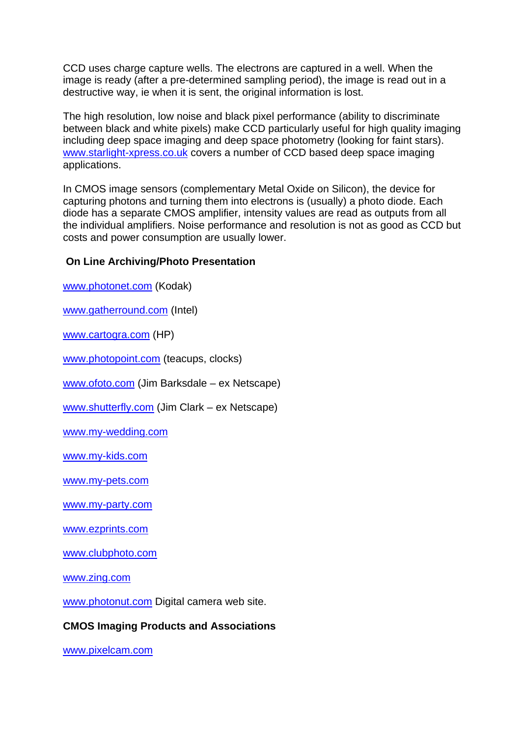CCD uses charge capture wells. The electrons are captured in a well. When the image is ready (after a pre-determined sampling period), the image is read out in a destructive way, ie when it is sent, the original information is lost.

The high resolution, low noise and black pixel performance (ability to discriminate between black and white pixels) make CCD particularly useful for high quality imaging including deep space imaging and deep space photometry (looking for faint stars). www.starlight-xpress.co.uk covers a number of CCD based deep space imaging applications.

In CMOS image sensors (complementary Metal Oxide on Silicon), the device for capturing photons and turning them into electrons is (usually) a photo diode. Each diode has a separate CMOS amplifier, intensity values are read as outputs from all the individual amplifiers. Noise performance and resolution is not as good as CCD but costs and power consumption are usually lower.

**On Line Archiving/Photo Presentation**

www.photonet.com (Kodak)

www.gatherround.com (Intel)

www.cartogra.com (HP)

www.photopoint.com (teacups, clocks)

www.ofoto.com (Jim Barksdale – ex Netscape)

www.shutterfly.com (Jim Clark – ex Netscape)

www.my-wedding.com

www.my-kids.com

www.my-pets.com

www.my-party.com

www.ezprints.com

www.clubphoto.com

www.zing.com

www.photonut.com Digital camera web site.

**CMOS Imaging Products and Associations**

www.pixelcam.com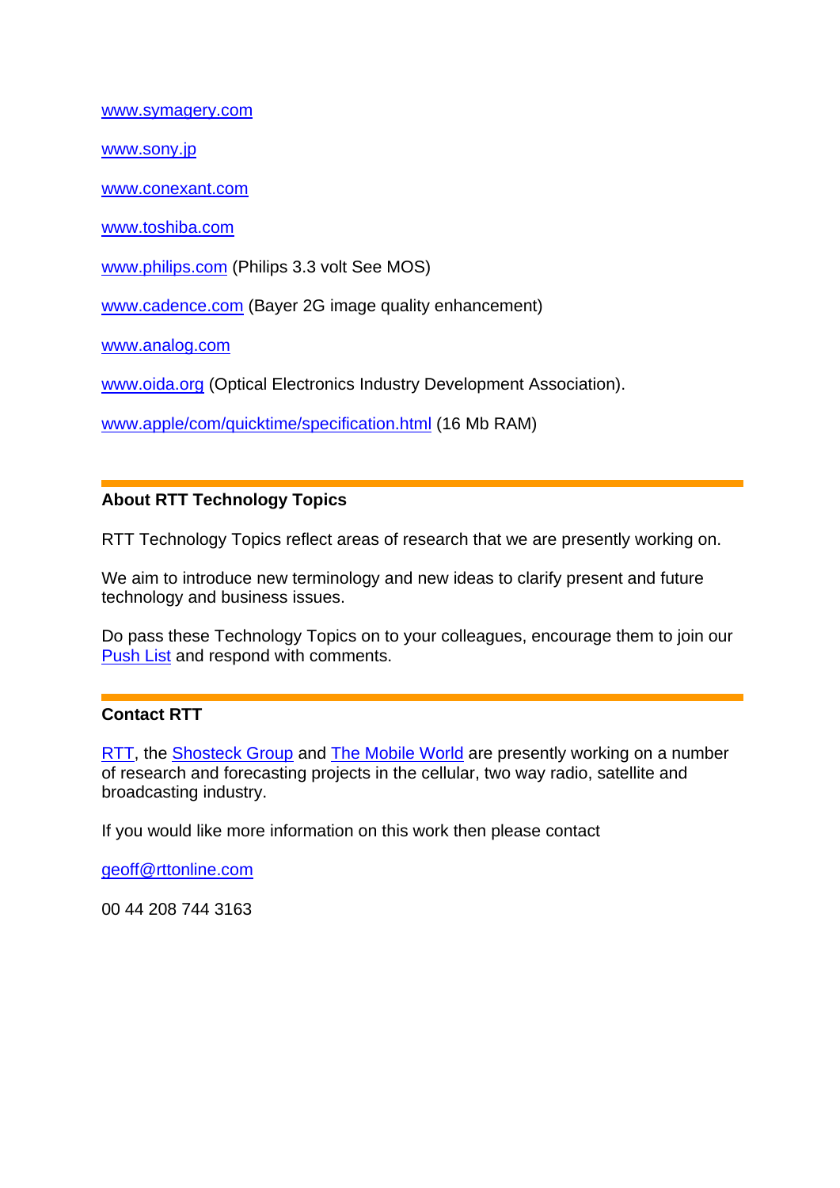www.symagery.com

www.sony.jp

www.conexant.com

www.toshiba.com

www.philips.com (Philips 3.3 volt See MOS)

www.cadence.com (Bayer 2G image quality enhancement)

www.analog.com

www.oida.org (Optical Electronics Industry Development Association).

www.apple/com/quicktime/specification.html (16 Mb RAM)

---

**About RTT Technology Topics**

RTT Technology Topics reflect areas of research that we are presently working on.

We aim to introduce new terminology and new ideas to clarify present and future technology and business issues.

Do pass these Technology Topics on to your colleagues, encourage them to join our Push List and respond with comments.

---

**Contact RTT**

RTT, the Shosteck Group and The Mobile World are presently working on a number of research and forecasting projects in the cellular, two way radio, satellite and broadcasting industry.

If you would like more information on this work then please contact

geoff@rttonline.com

00 44 208 744 3163